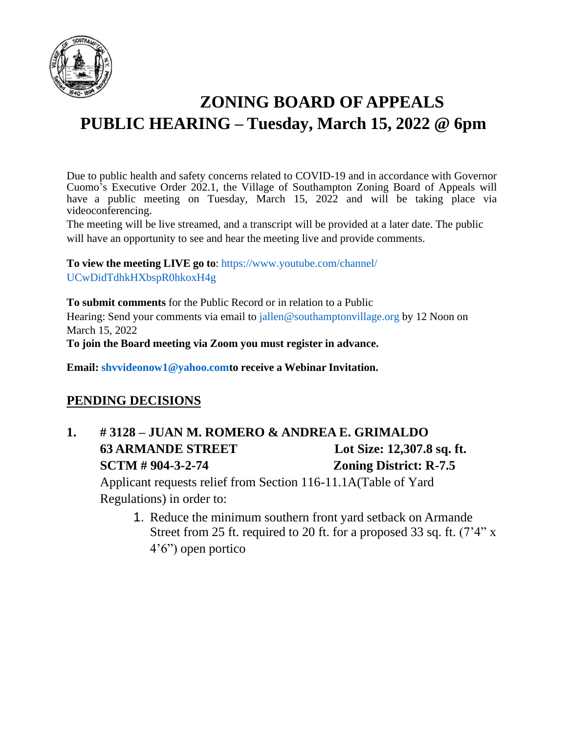# ZONING BOARD OF APPEALS
# PUBLIC HEARING – Tuesday, March 15, 2022 @ 6pm

Due to public health and safety concerns related to COVID-19 and in accordance with Governor Cuomo's Executive Order 202.1, the Village of Southampton Zoning Board of Appeals will have a public meeting on Tuesday, March 15, 2022 and will be taking place via videoconferencing.

The meeting will be live streamed, and a transcript will be provided at a later date. The public will have an opportunity to see and hear the meeting live and provide comments.

**To view the meeting LIVE go to**: https://www.youtube.com/channel/UCwDidTdhkHXbspR0hkoxH4g

**To submit comments** for the Public Record or in relation to a Public Hearing: Send your comments via email to jallen@southamptonvillage.org by 12 Noon on March 15, 2022

**To join the Board meeting via Zoom you must register in advance.**

**Email: shvvideonow1@yahoo.comto receive a Webinar Invitation.**

## PENDING DECISIONS

**1. # 3128 – JUAN M. ROMERO & ANDREA E. GRIMALDO**
**63 ARMANDE STREET** — **Lot Size: 12,307.8 sq. ft.**
**SCTM # 904-3-2-74** — **Zoning District: R-7.5**

Applicant requests relief from Section 116-11.1A(Table of Yard Regulations) in order to:

1. Reduce the minimum southern front yard setback on Armande Street from 25 ft. required to 20 ft. for a proposed 33 sq. ft. (7'4" x 4'6") open portico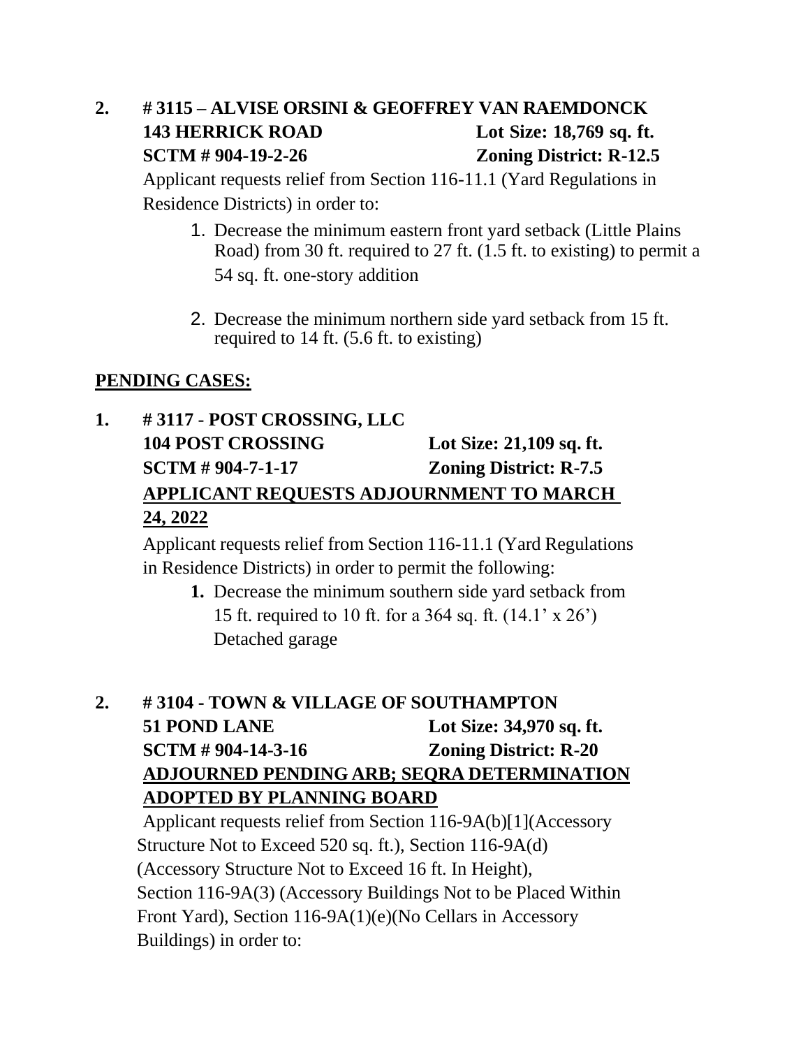2. **# 3115 – ALVISE ORSINI & GEOFFREY VAN RAEMDONCK**
   **143 HERRICK ROAD** **Lot Size: 18,769 sq. ft.**
   **SCTM # 904-19-2-26** **Zoning District: R-12.5**

   Applicant requests relief from Section 116-11.1 (Yard Regulations in Residence Districts) in order to:

   1. Decrease the minimum eastern front yard setback (Little Plains Road) from 30 ft. required to 27 ft. (1.5 ft. to existing) to permit a 54 sq. ft. one-story addition

   2. Decrease the minimum northern side yard setback from 15 ft. required to 14 ft. (5.6 ft. to existing)

**<u>PENDING CASES:</u>**

1. **# 3117 - POST CROSSING, LLC**
   **104 POST CROSSING** **Lot Size: 21,109 sq. ft.**
   **SCTM # 904-7-1-17** **Zoning District: R-7.5**
   **<u>APPLICANT REQUESTS ADJOURNMENT TO MARCH 24, 2022</u>**

   Applicant requests relief from Section 116-11.1 (Yard Regulations in Residence Districts) in order to permit the following:

   1. Decrease the minimum southern side yard setback from 15 ft. required to 10 ft. for a 364 sq. ft. (14.1' x 26') Detached garage

2. **# 3104 - TOWN & VILLAGE OF SOUTHAMPTON**
   **51 POND LANE** **Lot Size: 34,970 sq. ft.**
   **SCTM # 904-14-3-16** **Zoning District: R-20**
   **<u>ADJOURNED PENDING ARB; SEQRA DETERMINATION ADOPTED BY PLANNING BOARD</u>**

   Applicant requests relief from Section 116-9A(b)[1](Accessory Structure Not to Exceed 520 sq. ft.), Section 116-9A(d) (Accessory Structure Not to Exceed 16 ft. In Height), Section 116-9A(3) (Accessory Buildings Not to be Placed Within Front Yard), Section 116-9A(1)(e)(No Cellars in Accessory Buildings) in order to: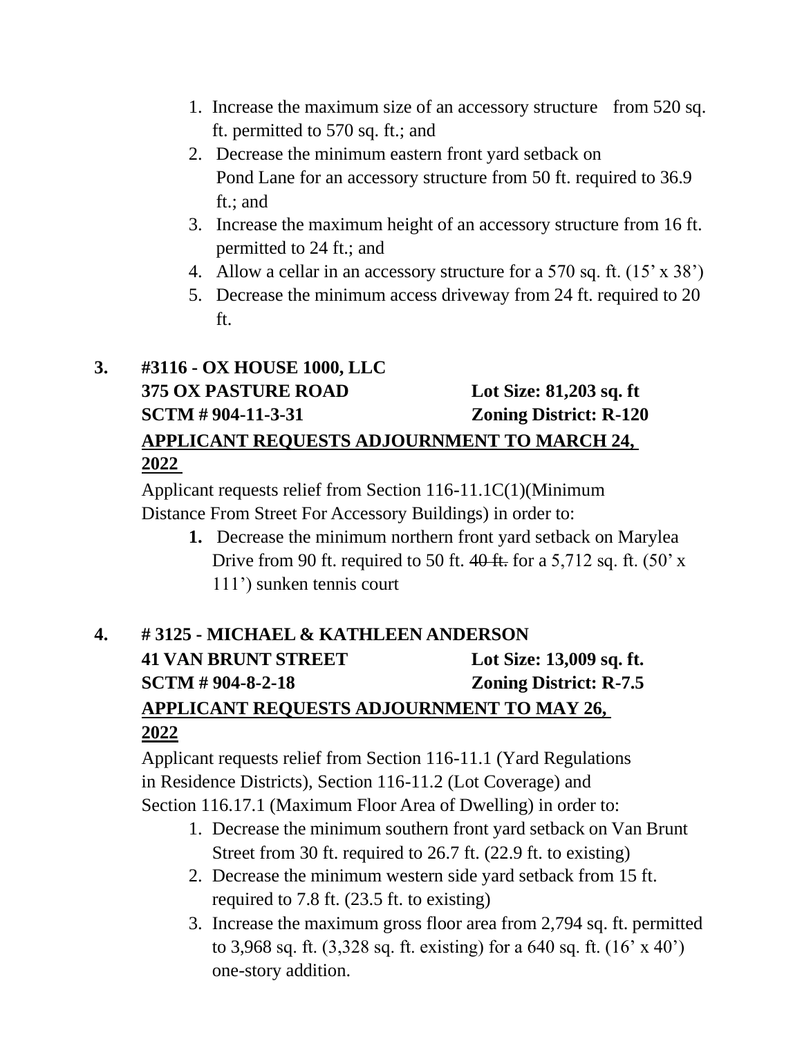1. Increase the maximum size of an accessory structure from 520 sq. ft. permitted to 570 sq. ft.; and
2. Decrease the minimum eastern front yard setback on Pond Lane for an accessory structure from 50 ft. required to 36.9 ft.; and
3. Increase the maximum height of an accessory structure from 16 ft. permitted to 24 ft.; and
4. Allow a cellar in an accessory structure for a 570 sq. ft. (15' x 38')
5. Decrease the minimum access driveway from 24 ft. required to 20 ft.

**3. #3116 - OX HOUSE 1000, LLC**
**375 OX PASTURE ROAD** **Lot Size: 81,203 sq. ft**
**SCTM # 904-11-3-31** **Zoning District: R-120**

**APPLICANT REQUESTS ADJOURNMENT TO MARCH 24, 2022**

Applicant requests relief from Section 116-11.1C(1)(Minimum Distance From Street For Accessory Buildings) in order to:

1. Decrease the minimum northern front yard setback on Marylea Drive from 90 ft. required to 50 ft. ~~40 ft.~~ for a 5,712 sq. ft. (50' x 111') sunken tennis court

**4. # 3125 - MICHAEL & KATHLEEN ANDERSON**
**41 VAN BRUNT STREET** **Lot Size: 13,009 sq. ft.**
**SCTM # 904-8-2-18** **Zoning District: R-7.5**

**APPLICANT REQUESTS ADJOURNMENT TO MAY 26, 2022**

Applicant requests relief from Section 116-11.1 (Yard Regulations in Residence Districts), Section 116-11.2 (Lot Coverage) and Section 116.17.1 (Maximum Floor Area of Dwelling) in order to:

1. Decrease the minimum southern front yard setback on Van Brunt Street from 30 ft. required to 26.7 ft. (22.9 ft. to existing)
2. Decrease the minimum western side yard setback from 15 ft. required to 7.8 ft. (23.5 ft. to existing)
3. Increase the maximum gross floor area from 2,794 sq. ft. permitted to 3,968 sq. ft. (3,328 sq. ft. existing) for a 640 sq. ft. (16' x 40') one-story addition.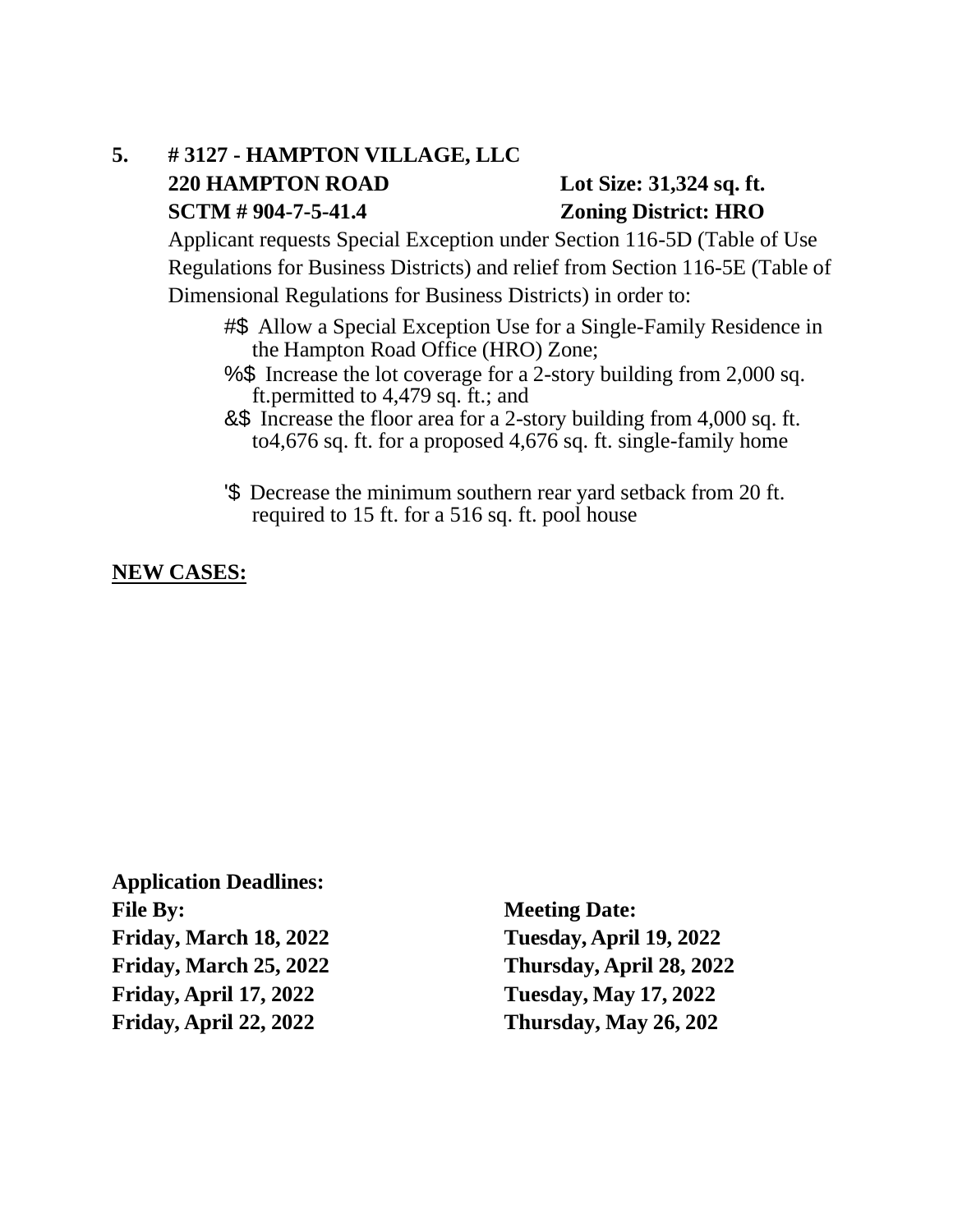**5. # 3127 - HAMPTON VILLAGE, LLC**

**220 HAMPTON ROAD** **Lot Size: 31,324 sq. ft.**

**SCTM # 904-7-5-41.4** **Zoning District: HRO**

Applicant requests Special Exception under Section 116-5D (Table of Use Regulations for Business Districts) and relief from Section 116-5E (Table of Dimensional Regulations for Business Districts) in order to:

#$ Allow a Special Exception Use for a Single-Family Residence in the Hampton Road Office (HRO) Zone;

%$ Increase the lot coverage for a 2-story building from 2,000 sq. ft.permitted to 4,479 sq. ft.; and

&$ Increase the floor area for a 2-story building from 4,000 sq. ft. to4,676 sq. ft. for a proposed 4,676 sq. ft. single-family home

'$ Decrease the minimum southern rear yard setback from 20 ft. required to 15 ft. for a 516 sq. ft. pool house

**NEW CASES:**

**Application Deadlines:**

| **File By:** | **Meeting Date:** |
|---|---|
| **Friday, March 18, 2022** | **Tuesday, April 19, 2022** |
| **Friday, March 25, 2022** | **Thursday, April 28, 2022** |
| **Friday, April 17, 2022** | **Tuesday, May 17, 2022** |
| **Friday, April 22, 2022** | **Thursday, May 26, 202** |